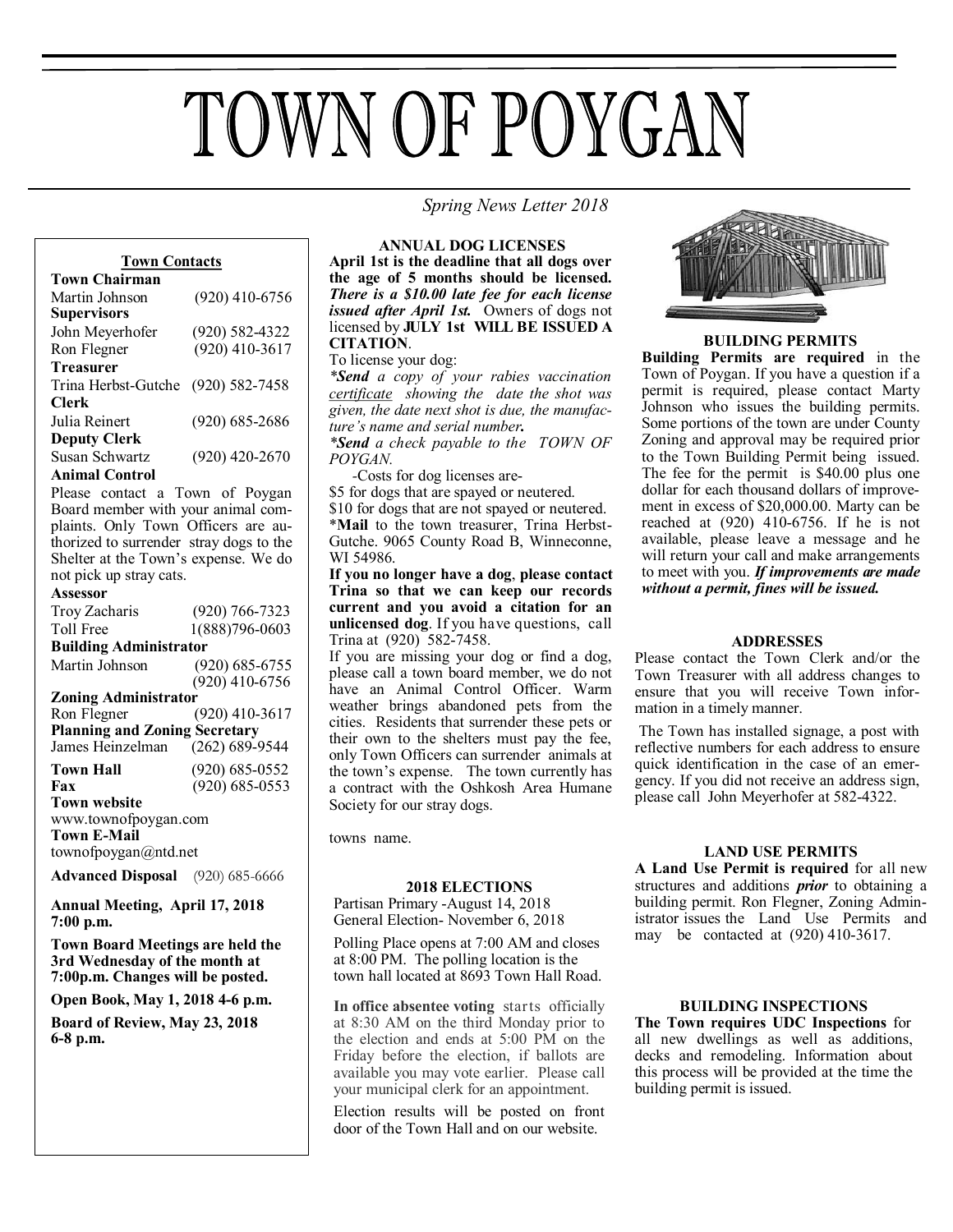# TOWN OF POYGAN

*Spring News Letter 2018*

**Town Contacts**

**Town Chairman**
Martin Johnson (920) 410-6756

**Supervisors**
John Meyerhofer (920) 582-4322
Ron Flegner (920) 410-3617

**Treasurer**
Trina Herbst-Gutche (920) 582-7458

**Clerk**
Julia Reinert (920) 685-2686

**Deputy Clerk**
Susan Schwartz (920) 420-2670

**Animal Control**
Please contact a Town of Poygan Board member with your animal complaints. Only Town Officers are authorized to surrender stray dogs to the Shelter at the Town's expense. We do not pick up stray cats.

**Assessor**
Troy Zacharis (920) 766-7323
Toll Free 1(888)796-0603

**Building Administrator**
Martin Johnson (920) 685-6755
(920) 410-6756

**Zoning Administrator**
Ron Flegner (920) 410-3617

**Planning and Zoning Secretary**
James Heinzelman (262) 689-9544

**Town Hall** (920) 685-0552
**Fax** (920) 685-0553

**Town website**
www.townofpoygan.com

**Town E-Mail**
townofpoygan@ntd.net

**Advanced Disposal** (920) 685-6666

**Annual Meeting, April 17, 2018 7:00 p.m.**

**Town Board Meetings are held the 3rd Wednesday of the month at 7:00p.m. Changes will be posted.**

**Open Book, May 1, 2018 4-6 p.m.**

**Board of Review, May 23, 2018 6-8 p.m.**

## ANNUAL DOG LICENSES

**April 1st is the deadline that all dogs over the age of 5 months should be licensed.** ***There is a $10.00 late fee for each license issued after April 1st.*** Owners of dogs not licensed by **JULY 1st WILL BE ISSUED A CITATION**.

To license your dog:

****Send*** *a copy of your rabies vaccination certificate showing the date the shot was given, the date next shot is due, the manufacture's name and serial number.*

****Send*** *a check payable to the TOWN OF POYGAN.*

-Costs for dog licenses are-
$5 for dogs that are spayed or neutered.
$10 for dogs that are not spayed or neutered.

\***Mail** to the town treasurer, Trina Herbst-Gutche. 9065 County Road B, Winneconne, WI 54986.

**If you no longer have a dog**, **please contact Trina so that we can keep our records current and you avoid a citation for an unlicensed dog**. If you have questions, call Trina at (920) 582-7458.

If you are missing your dog or find a dog, please call a town board member, we do not have an Animal Control Officer. Warm weather brings abandoned pets from the cities. Residents that surrender these pets or their own to the shelters must pay the fee, only Town Officers can surrender animals at the town's expense. The town currently has a contract with the Oshkosh Area Humane Society for our stray dogs.

towns name.

## 2018 ELECTIONS

Partisan Primary -August 14, 2018
General Election- November 6, 2018

Polling Place opens at 7:00 AM and closes at 8:00 PM. The polling location is the town hall located at 8693 Town Hall Road.

**In office absentee voting** starts officially at 8:30 AM on the third Monday prior to the election and ends at 5:00 PM on the Friday before the election, if ballots are available you may vote earlier. Please call your municipal clerk for an appointment.

Election results will be posted on front door of the Town Hall and on our website.

## BUILDING PERMITS

**Building Permits are required** in the Town of Poygan. If you have a question if a permit is required, please contact Marty Johnson who issues the building permits. Some portions of the town are under County Zoning and approval may be required prior to the Town Building Permit being issued. The fee for the permit is $40.00 plus one dollar for each thousand dollars of improvement in excess of $20,000.00. Marty can be reached at (920) 410-6756. If he is not available, please leave a message and he will return your call and make arrangements to meet with you. ***If improvements are made without a permit, fines will be issued.***

## ADDRESSES

Please contact the Town Clerk and/or the Town Treasurer with all address changes to ensure that you will receive Town information in a timely manner.

The Town has installed signage, a post with reflective numbers for each address to ensure quick identification in the case of an emergency. If you did not receive an address sign, please call John Meyerhofer at 582-4322.

## LAND USE PERMITS

**A Land Use Permit is required** for all new structures and additions ***prior*** to obtaining a building permit. Ron Flegner, Zoning Administrator issues the Land Use Permits and may be contacted at (920) 410-3617.

## BUILDING INSPECTIONS

**The Town requires UDC Inspections** for all new dwellings as well as additions, decks and remodeling. Information about this process will be provided at the time the building permit is issued.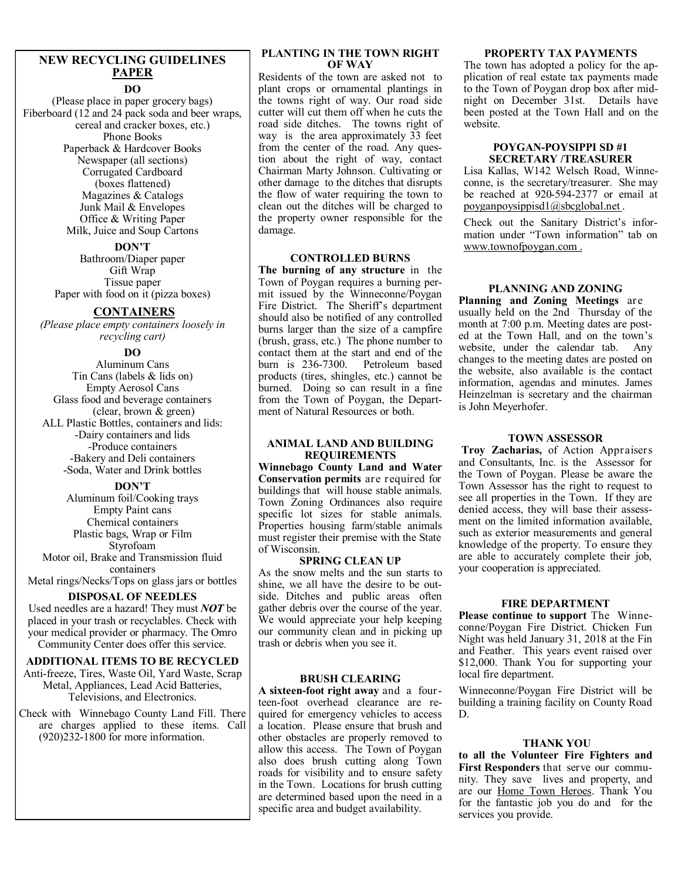## NEW RECYCLING GUIDELINES

### PAPER

**DO**

(Please place in paper grocery bags)

Fiberboard (12 and 24 pack soda and beer wraps, cereal and cracker boxes, etc.)
Phone Books
Paperback & Hardcover Books
Newspaper (all sections)
Corrugated Cardboard (boxes flattened)
Magazines & Catalogs
Junk Mail & Envelopes
Office & Writing Paper
Milk, Juice and Soup Cartons

**DON'T**

Bathroom/Diaper paper
Gift Wrap
Tissue paper
Paper with food on it (pizza boxes)

### CONTAINERS

*(Please place empty containers loosely in recycling cart)*

**DO**

Aluminum Cans
Tin Cans (labels & lids on)
Empty Aerosol Cans
Glass food and beverage containers (clear, brown & green)
ALL Plastic Bottles, containers and lids:
-Dairy containers and lids
-Produce containers
-Bakery and Deli containers
-Soda, Water and Drink bottles

**DON'T**

Aluminum foil/Cooking trays
Empty Paint cans
Chemical containers
Plastic bags, Wrap or Film
Styrofoam
Motor oil, Brake and Transmission fluid containers
Metal rings/Necks/Tops on glass jars or bottles

### DISPOSAL OF NEEDLES

Used needles are a hazard! They must ***NOT*** be placed in your trash or recyclables. Check with your medical provider or pharmacy. The Omro Community Center does offer this service.

### ADDITIONAL ITEMS TO BE RECYCLED

Anti-freeze, Tires, Waste Oil, Yard Waste, Scrap Metal, Appliances, Lead Acid Batteries, Televisions, and Electronics.

Check with Winnebago County Land Fill. There are charges applied to these items. Call (920)232-1800 for more information.

## PLANTING IN THE TOWN RIGHT OF WAY

Residents of the town are asked not to plant crops or ornamental plantings in the towns right of way. Our road side cutter will cut them off when he cuts the road side ditches. The towns right of way is the area approximately 33 feet from the center of the road. Any question about the right of way, contact Chairman Marty Johnson. Cultivating or other damage to the ditches that disrupts the flow of water requiring the town to clean out the ditches will be charged to the property owner responsible for the damage.

## CONTROLLED BURNS

**The burning of any structure** in the Town of Poygan requires a burning permit issued by the Winneconne/Poygan Fire District. The Sheriff's department should also be notified of any controlled burns larger than the size of a campfire (brush, grass, etc.) The phone number to contact them at the start and end of the burn is 236-7300. Petroleum based products (tires, shingles, etc.) cannot be burned. Doing so can result in a fine from the Town of Poygan, the Department of Natural Resources or both.

## ANIMAL LAND AND BUILDING REQUIREMENTS

**Winnebago County Land and Water Conservation permits** are required for buildings that will house stable animals. Town Zoning Ordinances also require specific lot sizes for stable animals. Properties housing farm/stable animals must register their premise with the State of Wisconsin.

## SPRING CLEAN UP

As the snow melts and the sun starts to shine, we all have the desire to be outside. Ditches and public areas often gather debris over the course of the year. We would appreciate your help keeping our community clean and in picking up trash or debris when you see it.

## BRUSH CLEARING

**A sixteen-foot right away** and a fourteen-foot overhead clearance are required for emergency vehicles to access a location. Please ensure that brush and other obstacles are properly removed to allow this access. The Town of Poygan also does brush cutting along Town roads for visibility and to ensure safety in the Town. Locations for brush cutting are determined based upon the need in a specific area and budget availability.

## PROPERTY TAX PAYMENTS

The town has adopted a policy for the application of real estate tax payments made to the Town of Poygan drop box after midnight on December 31st. Details have been posted at the Town Hall and on the website.

## POYGAN-POYSIPPI SD #1 SECRETARY /TREASURER

Lisa Kallas, W142 Welsch Road, Winneconne, is the secretary/treasurer. She may be reached at 920-594-2377 or email at poyganpoysippisd1@sbcglobal.net .

Check out the Sanitary District's information under "Town information" tab on www.townofpoygan.com .

## PLANNING AND ZONING

**Planning and Zoning Meetings** are usually held on the 2nd Thursday of the month at 7:00 p.m. Meeting dates are posted at the Town Hall, and on the town's website, under the calendar tab. Any changes to the meeting dates are posted on the website, also available is the contact information, agendas and minutes. James Heinzelman is secretary and the chairman is John Meyerhofer.

## TOWN ASSESSOR

**Troy Zacharias,** of Action Appraisers and Consultants, Inc. is the Assessor for the Town of Poygan. Please be aware the Town Assessor has the right to request to see all properties in the Town. If they are denied access, they will base their assessment on the limited information available, such as exterior measurements and general knowledge of the property. To ensure they are able to accurately complete their job, your cooperation is appreciated.

## FIRE DEPARTMENT

**Please continue to support** The Winneconne/Poygan Fire District. Chicken Fun Night was held January 31, 2018 at the Fin and Feather. This years event raised over $12,000. Thank You for supporting your local fire department.

Winneconne/Poygan Fire District will be building a training facility on County Road D.

## THANK YOU

**to all the Volunteer Fire Fighters and First Responders** that serve our community. They save lives and property, and are our Home Town Heroes. Thank You for the fantastic job you do and for the services you provide.